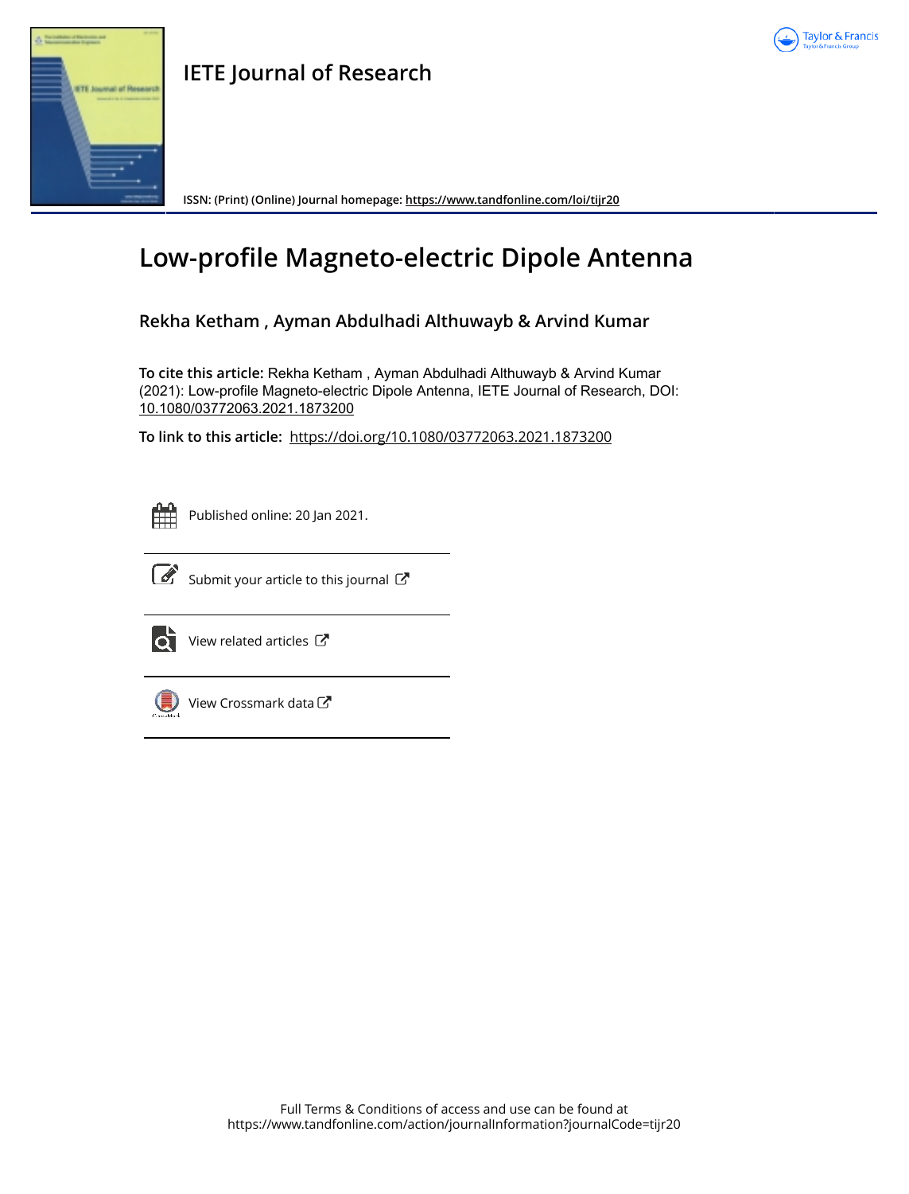# IETE Journal of Research

ISSN: (Print) (Online) Journal homepage: https://www.tandfonline.com/loi/tijr20

# Low-profile Magneto-electric Dipole Antenna

**Rekha Ketham , Ayman Abdulhadi Althuwayb & Arvind Kumar**

**To cite this article:** Rekha Ketham , Ayman Abdulhadi Althuwayb & Arvind Kumar (2021): Low-profile Magneto-electric Dipole Antenna, IETE Journal of Research, DOI: 10.1080/03772063.2021.1873200

**To link to this article:** https://doi.org/10.1080/03772063.2021.1873200

Published online: 20 Jan 2021.

Submit your article to this journal

View related articles

View Crossmark data

Full Terms & Conditions of access and use can be found at https://www.tandfonline.com/action/journalInformation?journalCode=tijr20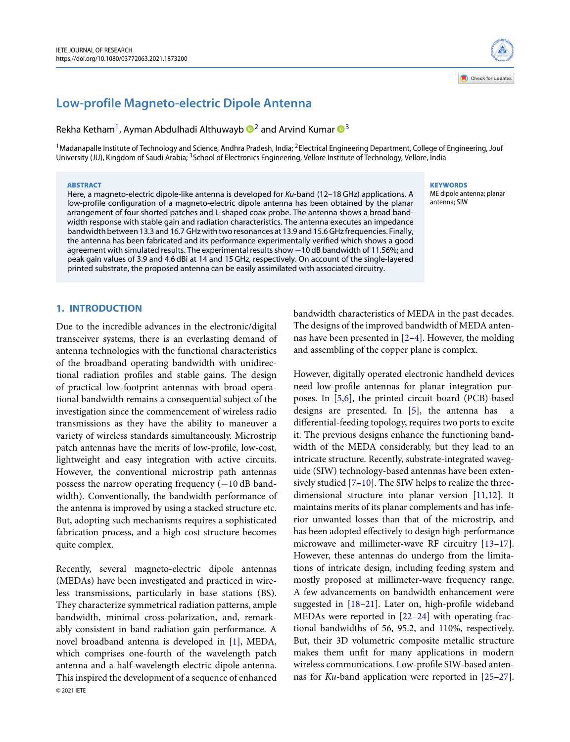# Low-profile Magneto-electric Dipole Antenna

Rekha Ketham[1], Ayman Abdulhadi Althuwayb [2] and Arvind Kumar [3]

[1]Madanapalle Institute of Technology and Science, Andhra Pradesh, India; [2]Electrical Engineering Department, College of Engineering, Jouf University (JU), Kingdom of Saudi Arabia; [3]School of Electronics Engineering, Vellore Institute of Technology, Vellore, India

**ABSTRACT**

Here, a magneto-electric dipole-like antenna is developed for *Ku*-band (12–18 GHz) applications. A low-profile configuration of a magneto-electric dipole antenna has been obtained by the planar arrangement of four shorted patches and L-shaped coax probe. The antenna shows a broad bandwidth response with stable gain and radiation characteristics. The antenna executes an impedance bandwidth between 13.3 and 16.7 GHz with two resonances at 13.9 and 15.6 GHz frequencies. Finally, the antenna has been fabricated and its performance experimentally verified which shows a good agreement with simulated results. The experimental results show −10 dB bandwidth of 11.56%; and peak gain values of 3.9 and 4.6 dBi at 14 and 15 GHz, respectively. On account of the single-layered printed substrate, the proposed antenna can be easily assimilated with associated circuitry.

**KEYWORDS**

ME dipole antenna; planar antenna; SIW

## 1. INTRODUCTION

Due to the incredible advances in the electronic/digital transceiver systems, there is an everlasting demand of antenna technologies with the functional characteristics of the broadband operating bandwidth with unidirectional radiation profiles and stable gains. The design of practical low-footprint antennas with broad operational bandwidth remains a consequential subject of the investigation since the commencement of wireless radio transmissions as they have the ability to maneuver a variety of wireless standards simultaneously. Microstrip patch antennas have the merits of low-profile, low-cost, lightweight and easy integration with active circuits. However, the conventional microstrip path antennas possess the narrow operating frequency (−10 dB bandwidth). Conventionally, the bandwidth performance of the antenna is improved by using a stacked structure etc. But, adopting such mechanisms requires a sophisticated fabrication process, and a high cost structure becomes quite complex.

Recently, several magneto-electric dipole antennas (MEDAs) have been investigated and practiced in wireless transmissions, particularly in base stations (BS). They characterize symmetrical radiation patterns, ample bandwidth, minimal cross-polarization, and, remarkably consistent in band radiation gain performance. A novel broadband antenna is developed in [1], MEDA, which comprises one-fourth of the wavelength patch antenna and a half-wavelength electric dipole antenna. This inspired the development of a sequence of enhanced bandwidth characteristics of MEDA in the past decades. The designs of the improved bandwidth of MEDA antennas have been presented in [2–4]. However, the molding and assembling of the copper plane is complex.

However, digitally operated electronic handheld devices need low-profile antennas for planar integration purposes. In [5,6], the printed circuit board (PCB)-based designs are presented. In [5], the antenna has a differential-feeding topology, requires two ports to excite it. The previous designs enhance the functioning bandwidth of the MEDA considerably, but they lead to an intricate structure. Recently, substrate-integrated waveguide (SIW) technology-based antennas have been extensively studied [7–10]. The SIW helps to realize the three-dimensional structure into planar version [11,12]. It maintains merits of its planar complements and has inferior unwanted losses than that of the microstrip, and has been adopted effectively to design high-performance microwave and millimeter-wave RF circuitry [13–17]. However, these antennas do undergo from the limitations of intricate design, including feeding system and mostly proposed at millimeter-wave frequency range. A few advancements on bandwidth enhancement were suggested in [18–21]. Later on, high-profile wideband MEDAs were reported in [22–24] with operating fractional bandwidths of 56, 95.2, and 110%, respectively. But, their 3D volumetric composite metallic structure makes them unfit for many applications in modern wireless communications. Low-profile SIW-based antennas for *Ku*-band application were reported in [25–27].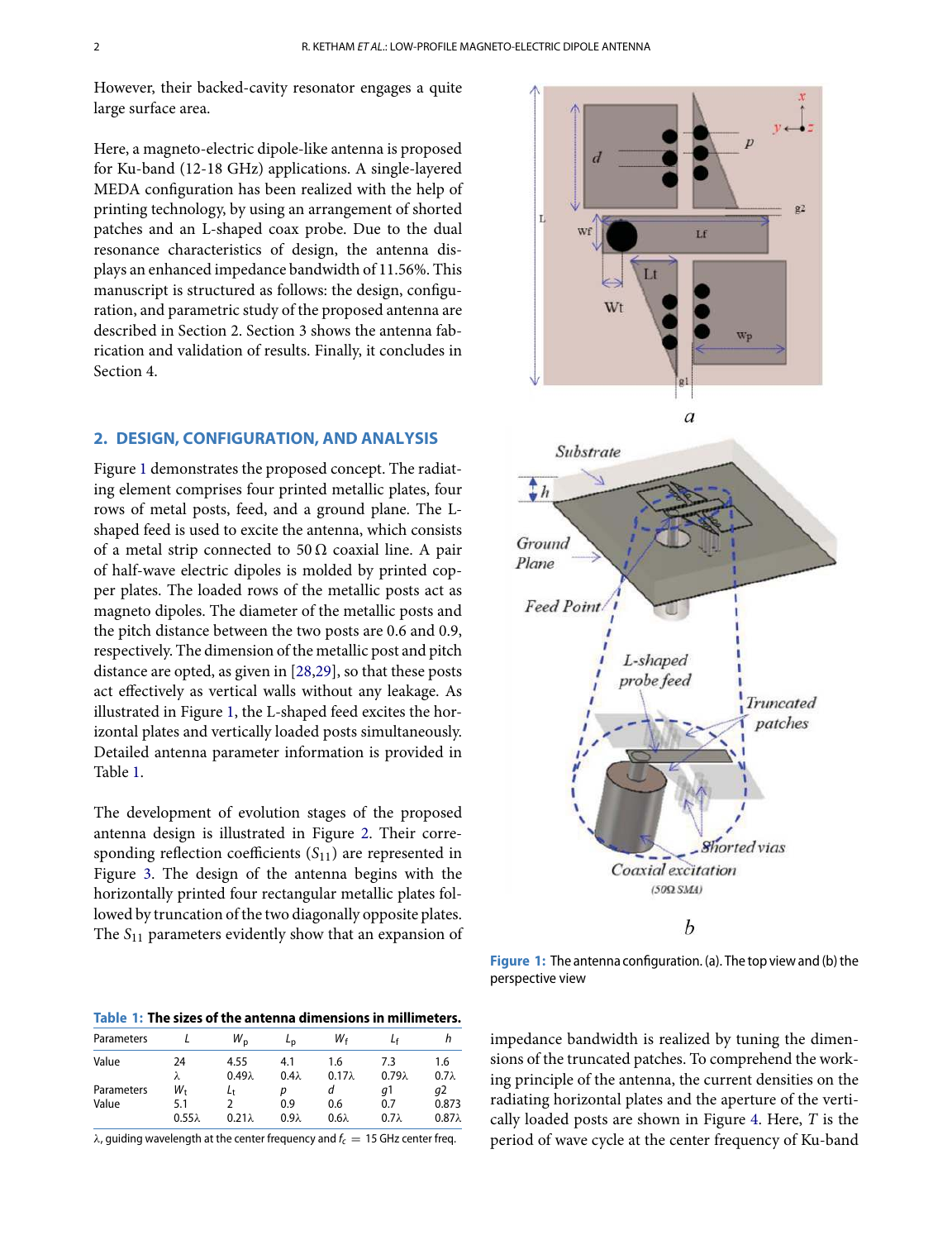However, their backed-cavity resonator engages a quite large surface area.

Here, a magneto-electric dipole-like antenna is proposed for Ku-band (12-18 GHz) applications. A single-layered MEDA configuration has been realized with the help of printing technology, by using an arrangement of shorted patches and an L-shaped coax probe. Due to the dual resonance characteristics of design, the antenna displays an enhanced impedance bandwidth of 11.56%. This manuscript is structured as follows: the design, configuration, and parametric study of the proposed antenna are described in Section 2. Section 3 shows the antenna fabrication and validation of results. Finally, it concludes in Section 4.

## 2. DESIGN, CONFIGURATION, AND ANALYSIS

Figure 1 demonstrates the proposed concept. The radiating element comprises four printed metallic plates, four rows of metal posts, feed, and a ground plane. The L-shaped feed is used to excite the antenna, which consists of a metal strip connected to 50 Ω coaxial line. A pair of half-wave electric dipoles is molded by printed copper plates. The loaded rows of the metallic posts act as magneto dipoles. The diameter of the metallic posts and the pitch distance between the two posts are 0.6 and 0.9, respectively. The dimension of the metallic post and pitch distance are opted, as given in [28,29], so that these posts act effectively as vertical walls without any leakage. As illustrated in Figure 1, the L-shaped feed excites the horizontal plates and vertically loaded posts simultaneously. Detailed antenna parameter information is provided in Table 1.

The development of evolution stages of the proposed antenna design is illustrated in Figure 2. Their corresponding reflection coefficients ($S_{11}$) are represented in Figure 3. The design of the antenna begins with the horizontally printed four rectangular metallic plates followed by truncation of the two diagonally opposite plates. The $S_{11}$ parameters evidently show that an expansion of impedance bandwidth is realized by tuning the dimensions of the truncated patches. To comprehend the working principle of the antenna, the current densities on the radiating horizontal plates and the aperture of the vertically loaded posts are shown in Figure 4. Here, $T$ is the period of wave cycle at the center frequency of Ku-band

**Table 1: The sizes of the antenna dimensions in millimeters.**

| Parameters | $L$ | $W_p$ | $L_p$ | $W_f$ | $L_f$ | $h$ |
|---|---|---|---|---|---|---|
| Value | 24 | 4.55 | 4.1 | 1.6 | 7.3 | 1.6 |
| | λ | 0.49λ | 0.4λ | 0.17λ | 0.79λ | 0.7λ |
| Parameters | $W_t$ | $L_t$ | $p$ | $d$ | $g1$ | $g2$ |
| Value | 5.1 | 2 | 0.9 | 0.6 | 0.7 | 0.873 |
| | 0.55λ | 0.21λ | 0.9λ | 0.6λ | 0.7λ | 0.87λ |

λ, guiding wavelength at the center frequency and $f_c$ = 15 GHz center freq.

Figure 1: The antenna configuration. (a). The top view and (b) the perspective view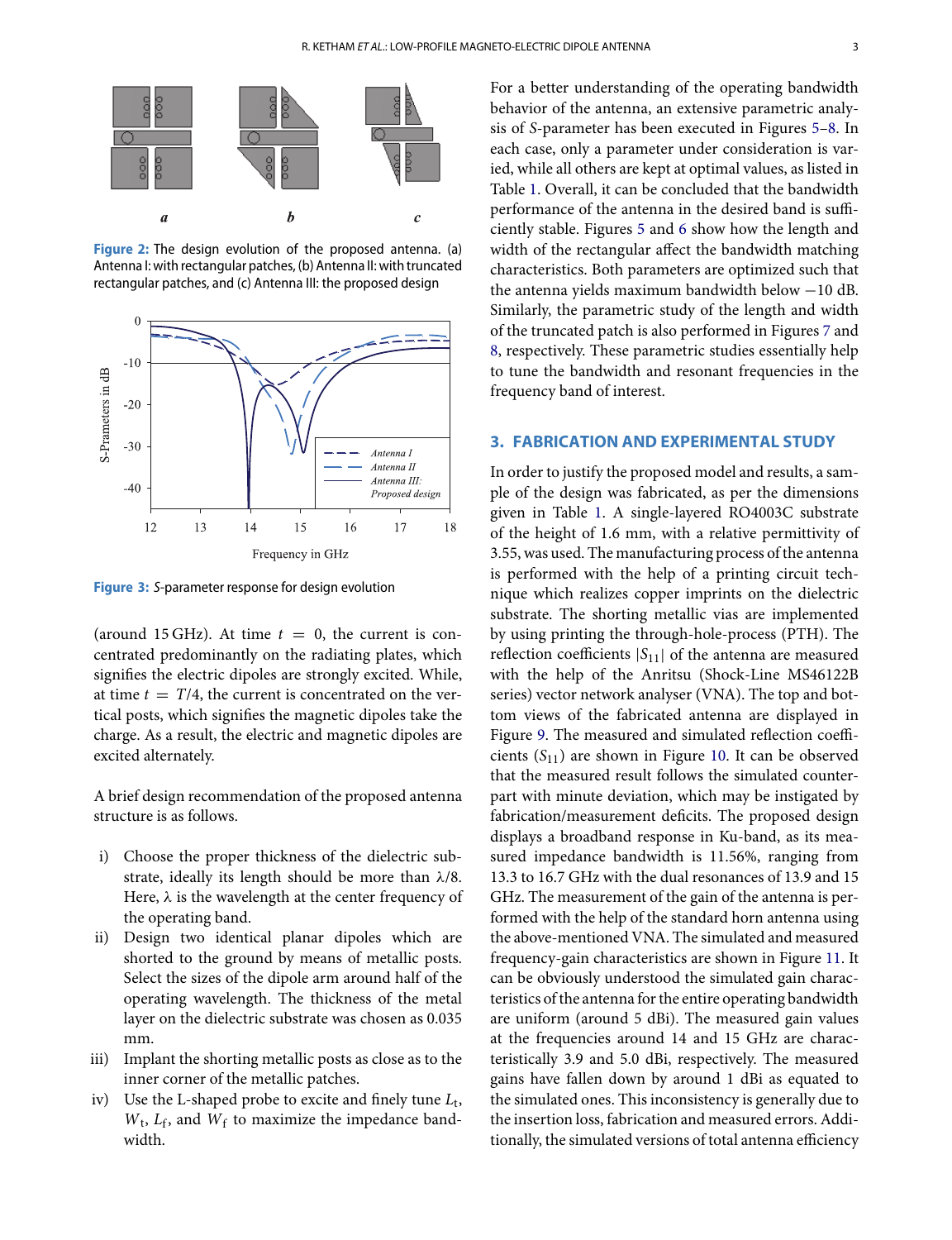Figure 2: The design evolution of the proposed antenna. (a) Antenna I: with rectangular patches, (b) Antenna II: with truncated rectangular patches, and (c) Antenna III: the proposed design

Figure 3: *S*-parameter response for design evolution

(around 15 GHz). At time $t = 0$, the current is concentrated predominantly on the radiating plates, which signifies the electric dipoles are strongly excited. While, at time $t = T/4$, the current is concentrated on the vertical posts, which signifies the magnetic dipoles take the charge. As a result, the electric and magnetic dipoles are excited alternately.

A brief design recommendation of the proposed antenna structure is as follows.

i) Choose the proper thickness of the dielectric substrate, ideally its length should be more than $\lambda/8$. Here, $\lambda$ is the wavelength at the center frequency of the operating band.
ii) Design two identical planar dipoles which are shorted to the ground by means of metallic posts. Select the sizes of the dipole arm around half of the operating wavelength. The thickness of the metal layer on the dielectric substrate was chosen as 0.035 mm.
iii) Implant the shorting metallic posts as close as to the inner corner of the metallic patches.
iv) Use the L-shaped probe to excite and finely tune $L_t$, $W_t$, $L_f$, and $W_f$ to maximize the impedance bandwidth.

For a better understanding of the operating bandwidth behavior of the antenna, an extensive parametric analysis of *S*-parameter has been executed in Figures 5–8. In each case, only a parameter under consideration is varied, while all others are kept at optimal values, as listed in Table 1. Overall, it can be concluded that the bandwidth performance of the antenna in the desired band is sufficiently stable. Figures 5 and 6 show how the length and width of the rectangular affect the bandwidth matching characteristics. Both parameters are optimized such that the antenna yields maximum bandwidth below −10 dB. Similarly, the parametric study of the length and width of the truncated patch is also performed in Figures 7 and 8, respectively. These parametric studies essentially help to tune the bandwidth and resonant frequencies in the frequency band of interest.

## 3. FABRICATION AND EXPERIMENTAL STUDY

In order to justify the proposed model and results, a sample of the design was fabricated, as per the dimensions given in Table 1. A single-layered RO4003C substrate of the height of 1.6 mm, with a relative permittivity of 3.55, was used. The manufacturing process of the antenna is performed with the help of a printing circuit technique which realizes copper imprints on the dielectric substrate. The shorting metallic vias are implemented by using printing the through-hole-process (PTH). The reflection coefficients $|S_{11}|$ of the antenna are measured with the help of the Anritsu (Shock-Line MS46122B series) vector network analyser (VNA). The top and bottom views of the fabricated antenna are displayed in Figure 9. The measured and simulated reflection coefficients ($S_{11}$) are shown in Figure 10. It can be observed that the measured result follows the simulated counterpart with minute deviation, which may be instigated by fabrication/measurement deficits. The proposed design displays a broadband response in Ku-band, as its measured impedance bandwidth is 11.56%, ranging from 13.3 to 16.7 GHz with the dual resonances of 13.9 and 15 GHz. The measurement of the gain of the antenna is performed with the help of the standard horn antenna using the above-mentioned VNA. The simulated and measured frequency-gain characteristics are shown in Figure 11. It can be obviously understood the simulated gain characteristics of the antenna for the entire operating bandwidth are uniform (around 5 dBi). The measured gain values at the frequencies around 14 and 15 GHz are characteristically 3.9 and 5.0 dBi, respectively. The measured gains have fallen down by around 1 dBi as equated to the simulated ones. This inconsistency is generally due to the insertion loss, fabrication and measured errors. Additionally, the simulated versions of total antenna efficiency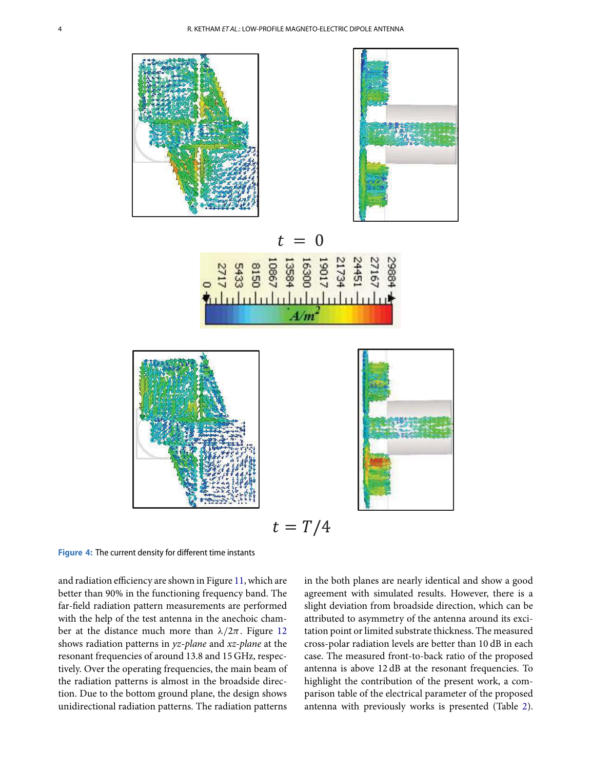Figure 4: The current density for different time instants

and radiation efficiency are shown in Figure 11, which are better than 90% in the functioning frequency band. The far-field radiation pattern measurements are performed with the help of the test antenna in the anechoic chamber at the distance much more than $\lambda/2\pi$. Figure 12 shows radiation patterns in *yz-plane* and *xz-plane* at the resonant frequencies of around 13.8 and 15 GHz, respectively. Over the operating frequencies, the main beam of the radiation patterns is almost in the broadside direction. Due to the bottom ground plane, the design shows unidirectional radiation patterns. The radiation patterns in the both planes are nearly identical and show a good agreement with simulated results. However, there is a slight deviation from broadside direction, which can be attributed to asymmetry of the antenna around its excitation point or limited substrate thickness. The measured cross-polar radiation levels are better than 10 dB in each case. The measured front-to-back ratio of the proposed antenna is above 12 dB at the resonant frequencies. To highlight the contribution of the present work, a comparison table of the electrical parameter of the proposed antenna with previously works is presented (Table 2).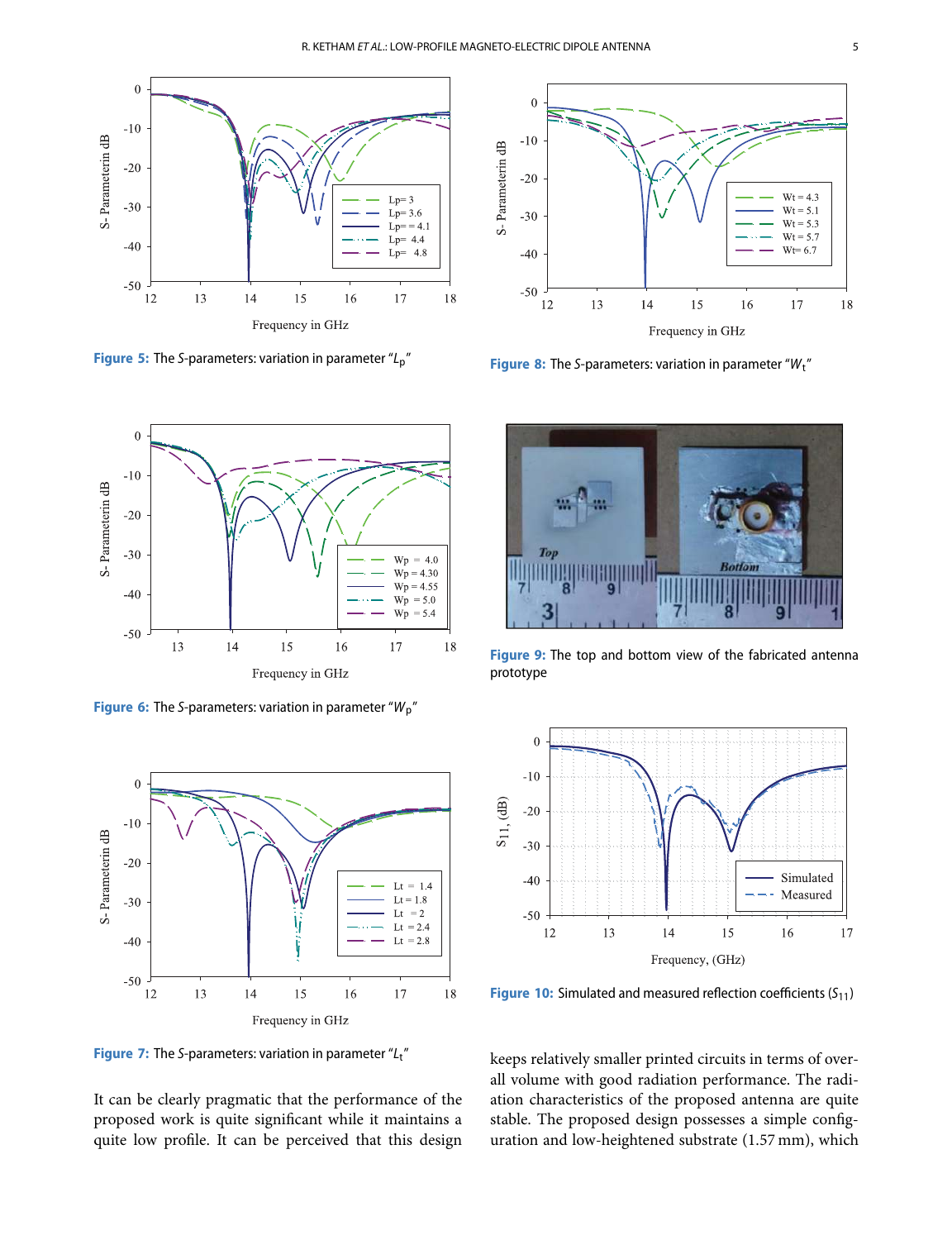Figure 5: The S-parameters: variation in parameter "$L_p$"

Figure 8: The S-parameters: variation in parameter "$W_t$"

Figure 6: The S-parameters: variation in parameter "$W_p$"

Figure 9: The top and bottom view of the fabricated antenna prototype

Figure 7: The S-parameters: variation in parameter "$L_t$"

Figure 10: Simulated and measured reflection coefficients ($S_{11}$)

It can be clearly pragmatic that the performance of the proposed work is quite significant while it maintains a quite low profile. It can be perceived that this design keeps relatively smaller printed circuits in terms of overall volume with good radiation performance. The radiation characteristics of the proposed antenna are quite stable. The proposed design possesses a simple configuration and low-heightened substrate (1.57 mm), which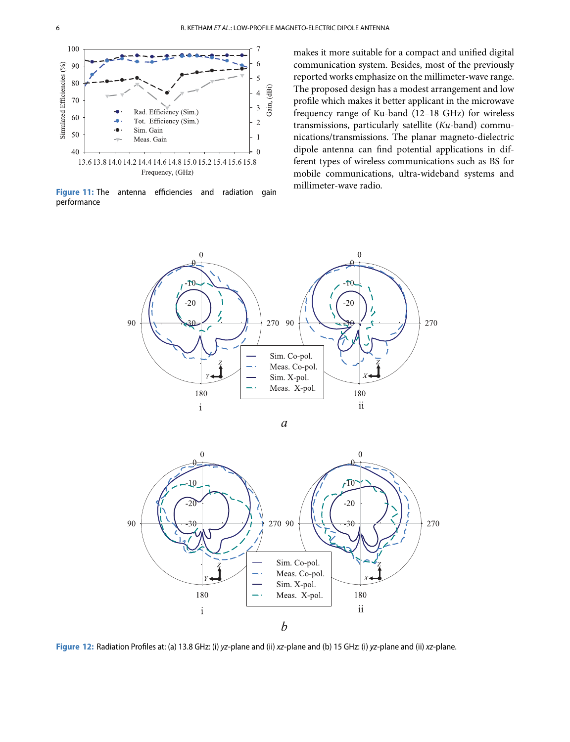Figure 11: The antenna efficiencies and radiation gain performance

makes it more suitable for a compact and unified digital communication system. Besides, most of the previously reported works emphasize on the millimeter-wave range. The proposed design has a modest arrangement and low profile which makes it better applicant in the microwave frequency range of Ku-band (12–18 GHz) for wireless transmissions, particularly satellite (*Ku*-band) communications/transmissions. The planar magneto-dielectric dipole antenna can find potential applications in different types of wireless communications such as BS for mobile communications, ultra-wideband systems and millimeter-wave radio.

Figure 12: Radiation Profiles at: (a) 13.8 GHz: (i) *yz*-plane and (ii) *xz*-plane and (b) 15 GHz: (i) *yz*-plane and (ii) *xz*-plane.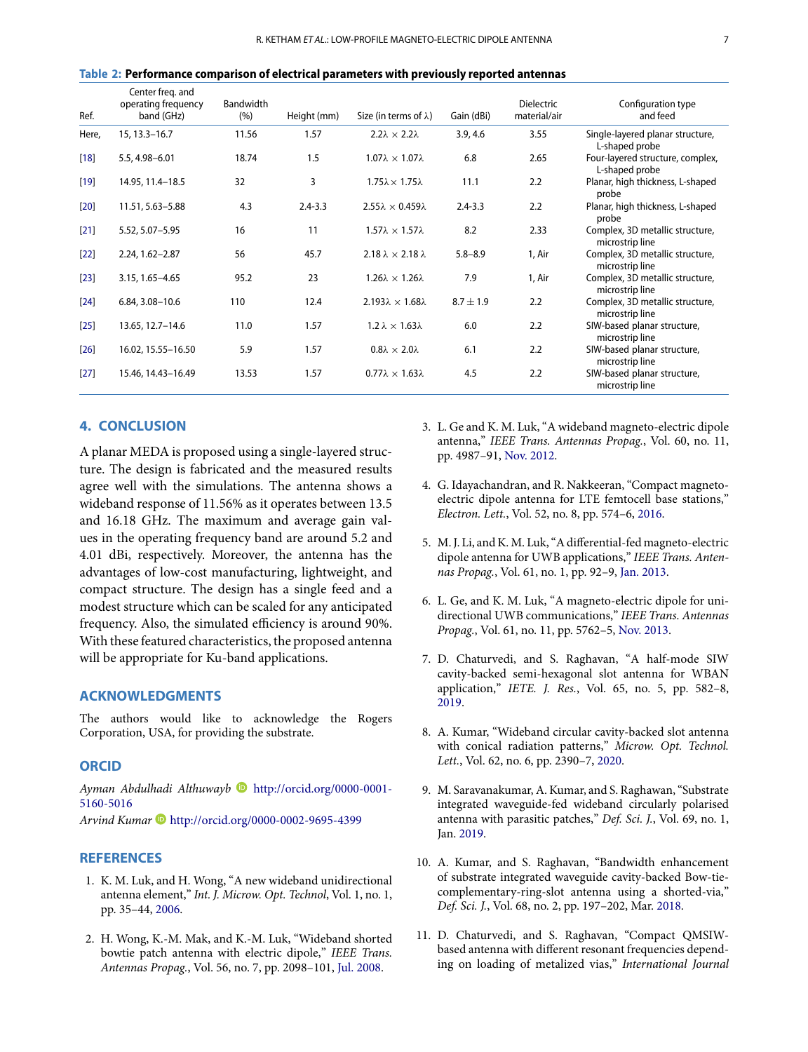**Table 2: Performance comparison of electrical parameters with previously reported antennas**

| Ref. | Center freq. and operating frequency band (GHz) | Bandwidth (%) | Height (mm) | Size (in terms of λ) | Gain (dBi) | Dielectric material/air | Configuration type and feed |
|---|---|---|---|---|---|---|---|
| Here, | 15, 13.3–16.7 | 11.56 | 1.57 | 2.2λ × 2.2λ | 3.9, 4.6 | 3.55 | Single-layered planar structure, L-shaped probe |
| [18] | 5.5, 4.98–6.01 | 18.74 | 1.5 | 1.07λ × 1.07λ | 6.8 | 2.65 | Four-layered structure, complex, L-shaped probe |
| [19] | 14.95, 11.4–18.5 | 32 | 3 | 1.75λ× 1.75λ | 11.1 | 2.2 | Planar, high thickness, L-shaped probe |
| [20] | 11.51, 5.63–5.88 | 4.3 | 2.4-3.3 | 2.55λ × 0.459λ | 2.4-3.3 | 2.2 | Planar, high thickness, L-shaped probe |
| [21] | 5.52, 5.07–5.95 | 16 | 11 | 1.57λ × 1.57λ | 8.2 | 2.33 | Complex, 3D metallic structure, microstrip line |
| [22] | 2.24, 1.62–2.87 | 56 | 45.7 | 2.18 λ × 2.18 λ | 5.8–8.9 | 1, Air | Complex, 3D metallic structure, microstrip line |
| [23] | 3.15, 1.65–4.65 | 95.2 | 23 | 1.26λ × 1.26λ | 7.9 | 1, Air | Complex, 3D metallic structure, microstrip line |
| [24] | 6.84, 3.08–10.6 | 110 | 12.4 | 2.193λ × 1.68λ | 8.7 ± 1.9 | 2.2 | Complex, 3D metallic structure, microstrip line |
| [25] | 13.65, 12.7–14.6 | 11.0 | 1.57 | 1.2 λ × 1.63λ | 6.0 | 2.2 | SIW-based planar structure, microstrip line |
| [26] | 16.02, 15.55–16.50 | 5.9 | 1.57 | 0.8λ × 2.0λ | 6.1 | 2.2 | SIW-based planar structure, microstrip line |
| [27] | 15.46, 14.43–16.49 | 13.53 | 1.57 | 0.77λ × 1.63λ | 4.5 | 2.2 | SIW-based planar structure, microstrip line |

## 4. CONCLUSION

A planar MEDA is proposed using a single-layered structure. The design is fabricated and the measured results agree well with the simulations. The antenna shows a wideband response of 11.56% as it operates between 13.5 and 16.18 GHz. The maximum and average gain values in the operating frequency band are around 5.2 and 4.01 dBi, respectively. Moreover, the antenna has the advantages of low-cost manufacturing, lightweight, and compact structure. The design has a single feed and a modest structure which can be scaled for any anticipated frequency. Also, the simulated efficiency is around 90%. With these featured characteristics, the proposed antenna will be appropriate for Ku-band applications.

## ACKNOWLEDGMENTS

The authors would like to acknowledge the Rogers Corporation, USA, for providing the substrate.

## ORCID

*Ayman Abdulhadi Althuwayb* http://orcid.org/0000-0001-5160-5016

*Arvind Kumar* http://orcid.org/0000-0002-9695-4399

## REFERENCES

1. K. M. Luk, and H. Wong, "A new wideband unidirectional antenna element," *Int. J. Microw. Opt. Technol*, Vol. 1, no. 1, pp. 35–44, 2006.
2. H. Wong, K.-M. Mak, and K.-M. Luk, "Wideband shorted bowtie patch antenna with electric dipole," *IEEE Trans. Antennas Propag.*, Vol. 56, no. 7, pp. 2098–101, Jul. 2008.
3. L. Ge and K. M. Luk, "A wideband magneto-electric dipole antenna," *IEEE Trans. Antennas Propag.*, Vol. 60, no. 11, pp. 4987–91, Nov. 2012.
4. G. Idayachandran, and R. Nakkeeran, "Compact magneto-electric dipole antenna for LTE femtocell base stations," *Electron. Lett.*, Vol. 52, no. 8, pp. 574–6, 2016.
5. M. J. Li, and K. M. Luk, "A differential-fed magneto-electric dipole antenna for UWB applications," *IEEE Trans. Antennas Propag.*, Vol. 61, no. 1, pp. 92–9, Jan. 2013.
6. L. Ge, and K. M. Luk, "A magneto-electric dipole for unidirectional UWB communications," *IEEE Trans. Antennas Propag.*, Vol. 61, no. 11, pp. 5762–5, Nov. 2013.
7. D. Chaturvedi, and S. Raghavan, "A half-mode SIW cavity-backed semi-hexagonal slot antenna for WBAN application," *IETE. J. Res.*, Vol. 65, no. 5, pp. 582–8, 2019.
8. A. Kumar, "Wideband circular cavity-backed slot antenna with conical radiation patterns," *Microw. Opt. Technol. Lett.*, Vol. 62, no. 6, pp. 2390–7, 2020.
9. M. Saravanakumar, A. Kumar, and S. Raghawan, "Substrate integrated waveguide-fed wideband circularly polarised antenna with parasitic patches," *Def. Sci. J.*, Vol. 69, no. 1, Jan. 2019.
10. A. Kumar, and S. Raghavan, "Bandwidth enhancement of substrate integrated waveguide cavity-backed Bow-tie-complementary-ring-slot antenna using a shorted-via," *Def. Sci. J.*, Vol. 68, no. 2, pp. 197–202, Mar. 2018.
11. D. Chaturvedi, and S. Raghavan, "Compact QMSIW-based antenna with different resonant frequencies depending on loading of metalized vias," *International Journal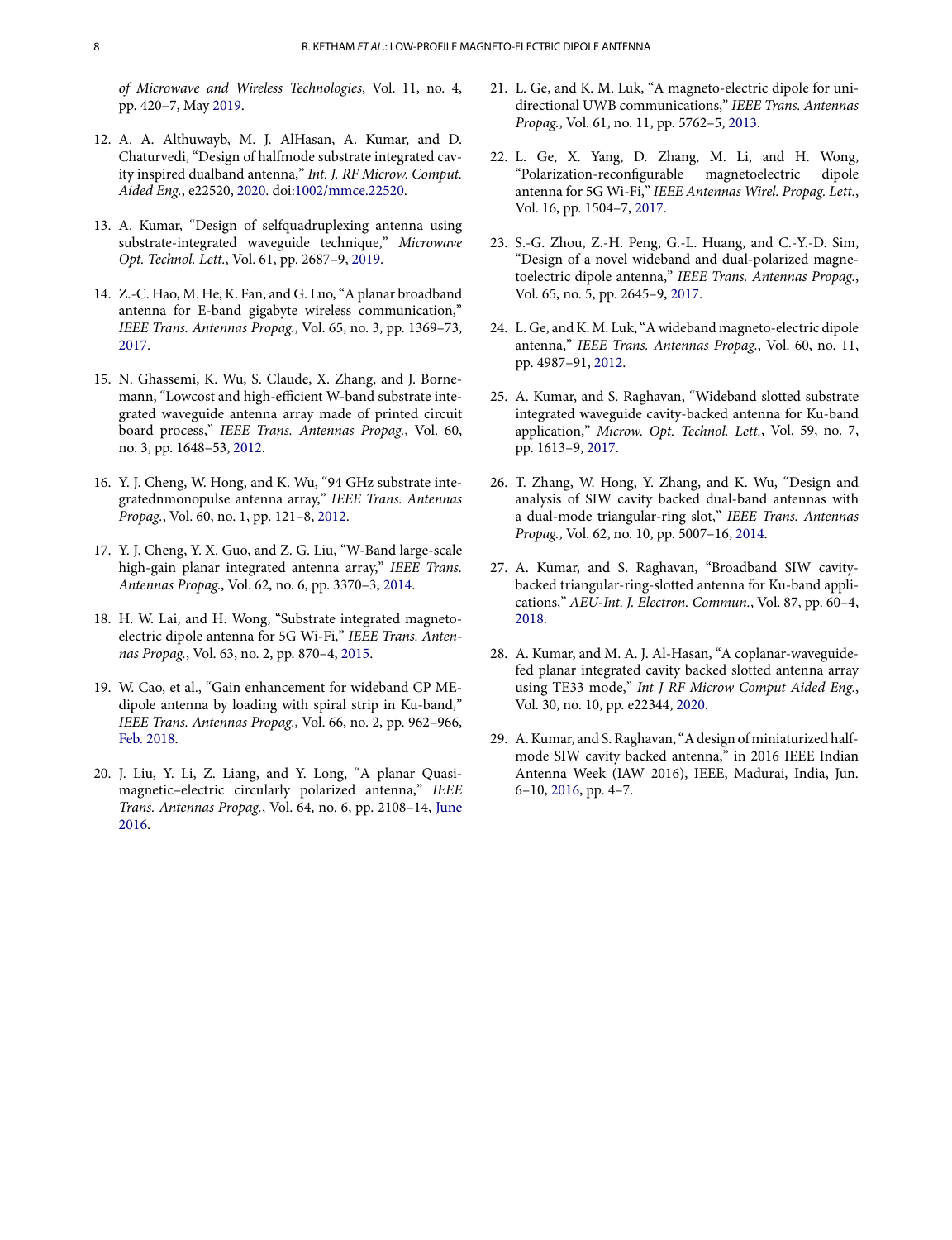*of Microwave and Wireless Technologies*, Vol. 11, no. 4, pp. 420–7, May 2019.

12. A. A. Althuwayb, M. J. AlHasan, A. Kumar, and D. Chaturvedi, "Design of halfmode substrate integrated cavity inspired dualband antenna," *Int. J. RF Microw. Comput. Aided Eng.*, e22520, 2020. doi:1002/mmce.22520.

13. A. Kumar, "Design of selfquadruplexing antenna using substrate-integrated waveguide technique," *Microwave Opt. Technol. Lett.*, Vol. 61, pp. 2687–9, 2019.

14. Z.-C. Hao, M. He, K. Fan, and G. Luo, "A planar broadband antenna for E-band gigabyte wireless communication," *IEEE Trans. Antennas Propag.*, Vol. 65, no. 3, pp. 1369–73, 2017.

15. N. Ghassemi, K. Wu, S. Claude, X. Zhang, and J. Bornemann, "Lowcost and high-efficient W-band substrate integrated waveguide antenna array made of printed circuit board process," *IEEE Trans. Antennas Propag.*, Vol. 60, no. 3, pp. 1648–53, 2012.

16. Y. J. Cheng, W. Hong, and K. Wu, "94 GHz substrate integratednmonopulse antenna array," *IEEE Trans. Antennas Propag.*, Vol. 60, no. 1, pp. 121–8, 2012.

17. Y. J. Cheng, Y. X. Guo, and Z. G. Liu, "W-Band large-scale high-gain planar integrated antenna array," *IEEE Trans. Antennas Propag.*, Vol. 62, no. 6, pp. 3370–3, 2014.

18. H. W. Lai, and H. Wong, "Substrate integrated magneto-electric dipole antenna for 5G Wi-Fi," *IEEE Trans. Antennas Propag.*, Vol. 63, no. 2, pp. 870–4, 2015.

19. W. Cao, et al., "Gain enhancement for wideband CP ME-dipole antenna by loading with spiral strip in Ku-band," *IEEE Trans. Antennas Propag.*, Vol. 66, no. 2, pp. 962–966, Feb. 2018.

20. J. Liu, Y. Li, Z. Liang, and Y. Long, "A planar Quasi-magnetic–electric circularly polarized antenna," *IEEE Trans. Antennas Propag.*, Vol. 64, no. 6, pp. 2108–14, June 2016.

21. L. Ge, and K. M. Luk, "A magneto-electric dipole for unidirectional UWB communications," *IEEE Trans. Antennas Propag.*, Vol. 61, no. 11, pp. 5762–5, 2013.

22. L. Ge, X. Yang, D. Zhang, M. Li, and H. Wong, "Polarization-reconfigurable magnetoelectric dipole antenna for 5G Wi-Fi," *IEEE Antennas Wirel. Propag. Lett.*, Vol. 16, pp. 1504–7, 2017.

23. S.-G. Zhou, Z.-H. Peng, G.-L. Huang, and C.-Y.-D. Sim, "Design of a novel wideband and dual-polarized magnetoelectric dipole antenna," *IEEE Trans. Antennas Propag.*, Vol. 65, no. 5, pp. 2645–9, 2017.

24. L. Ge, and K. M. Luk, "A wideband magneto-electric dipole antenna," *IEEE Trans. Antennas Propag.*, Vol. 60, no. 11, pp. 4987–91, 2012.

25. A. Kumar, and S. Raghavan, "Wideband slotted substrate integrated waveguide cavity-backed antenna for Ku-band application," *Microw. Opt. Technol. Lett.*, Vol. 59, no. 7, pp. 1613–9, 2017.

26. T. Zhang, W. Hong, Y. Zhang, and K. Wu, "Design and analysis of SIW cavity backed dual-band antennas with a dual-mode triangular-ring slot," *IEEE Trans. Antennas Propag.*, Vol. 62, no. 10, pp. 5007–16, 2014.

27. A. Kumar, and S. Raghavan, "Broadband SIW cavity-backed triangular-ring-slotted antenna for Ku-band applications," *AEU-Int. J. Electron. Commun.*, Vol. 87, pp. 60–4, 2018.

28. A. Kumar, and M. A. J. Al-Hasan, "A coplanar-waveguide-fed planar integrated cavity backed slotted antenna array using TE33 mode," *Int J RF Microw Comput Aided Eng.*, Vol. 30, no. 10, pp. e22344, 2020.

29. A. Kumar, and S. Raghavan, "A design of miniaturized half-mode SIW cavity backed antenna," in 2016 IEEE Indian Antenna Week (IAW 2016), IEEE, Madurai, India, Jun. 6–10, 2016, pp. 4–7.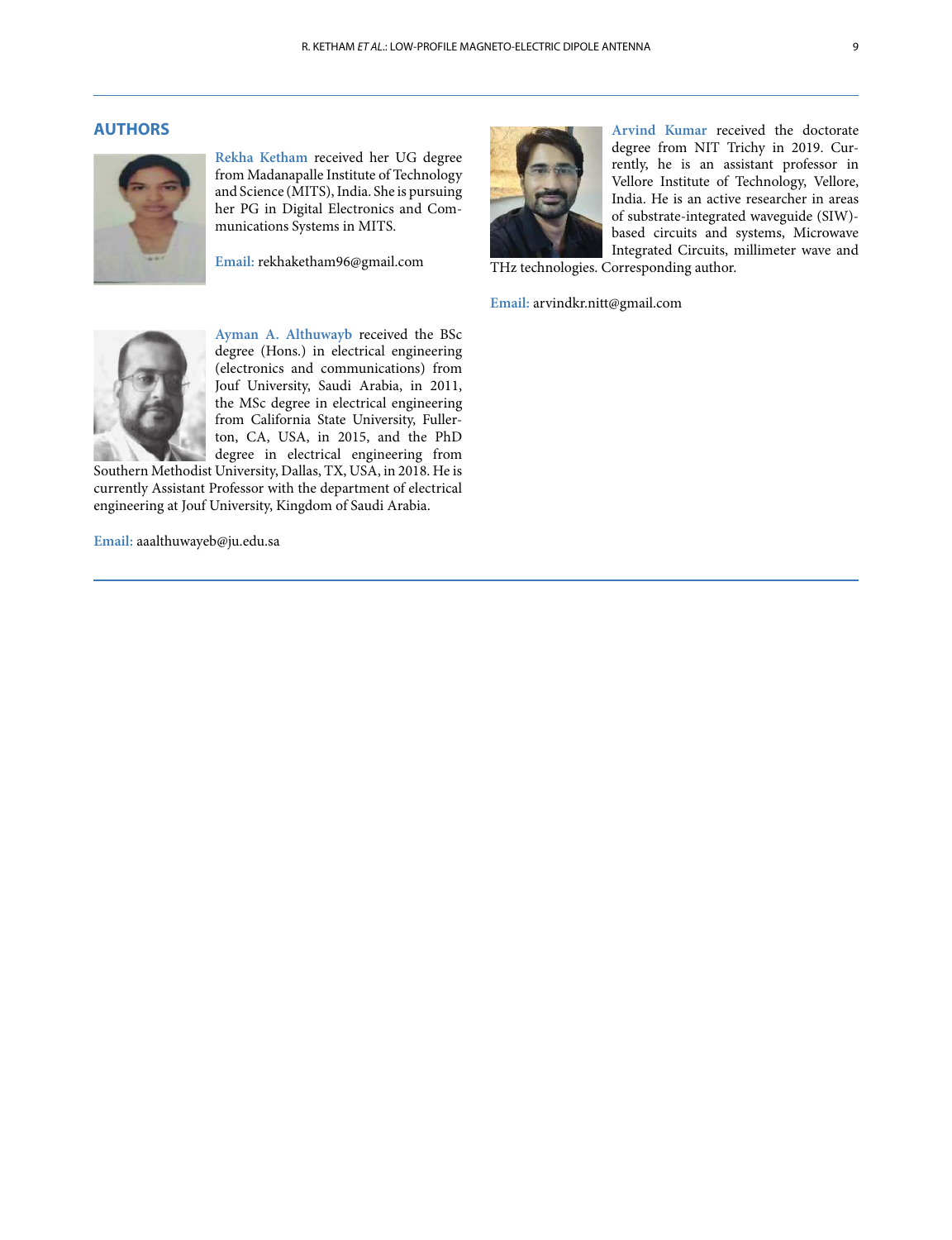## AUTHORS

**Rekha Ketham** received her UG degree from Madanapalle Institute of Technology and Science (MITS), India. She is pursuing her PG in Digital Electronics and Communications Systems in MITS.

**Email:** rekhaketham96@gmail.com

**Ayman A. Althuwayb** received the BSc degree (Hons.) in electrical engineering (electronics and communications) from Jouf University, Saudi Arabia, in 2011, the MSc degree in electrical engineering from California State University, Fullerton, CA, USA, in 2015, and the PhD degree in electrical engineering from Southern Methodist University, Dallas, TX, USA, in 2018. He is currently Assistant Professor with the department of electrical engineering at Jouf University, Kingdom of Saudi Arabia.

**Email:** aaalthuwayeb@ju.edu.sa

**Arvind Kumar** received the doctorate degree from NIT Trichy in 2019. Currently, he is an assistant professor in Vellore Institute of Technology, Vellore, India. He is an active researcher in areas of substrate-integrated waveguide (SIW)-based circuits and systems, Microwave Integrated Circuits, millimeter wave and THz technologies. Corresponding author.

**Email:** arvindkr.nitt@gmail.com